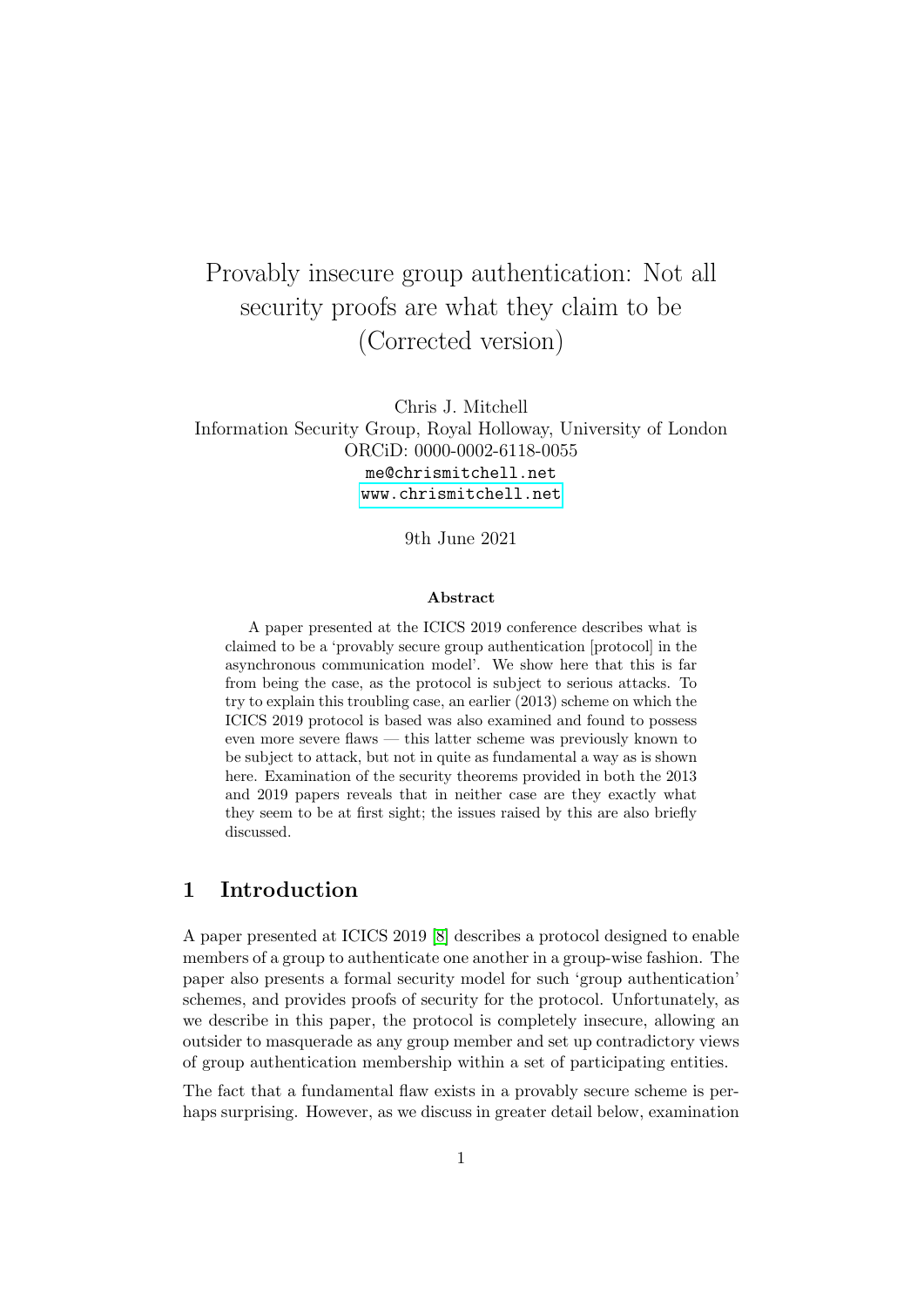# Provably insecure group authentication: Not all security proofs are what they claim to be (Corrected version)

Chris J. Mitchell
Information Security Group, Royal Holloway, University of London
ORCiD: 0000-0002-6118-0055
me@chrismitchell.net
www.chrismitchell.net

9th June 2021

### Abstract

A paper presented at the ICICS 2019 conference describes what is claimed to be a 'provably secure group authentication [protocol] in the asynchronous communication model'. We show here that this is far from being the case, as the protocol is subject to serious attacks. To try to explain this troubling case, an earlier (2013) scheme on which the ICICS 2019 protocol is based was also examined and found to possess even more severe flaws — this latter scheme was previously known to be subject to attack, but not in quite as fundamental a way as is shown here. Examination of the security theorems provided in both the 2013 and 2019 papers reveals that in neither case are they exactly what they seem to be at first sight; the issues raised by this are also briefly discussed.

## 1 Introduction

A paper presented at ICICS 2019 [8] describes a protocol designed to enable members of a group to authenticate one another in a group-wise fashion. The paper also presents a formal security model for such 'group authentication' schemes, and provides proofs of security for the protocol. Unfortunately, as we describe in this paper, the protocol is completely insecure, allowing an outsider to masquerade as any group member and set up contradictory views of group authentication membership within a set of participating entities.

The fact that a fundamental flaw exists in a provably secure scheme is perhaps surprising. However, as we discuss in greater detail below, examination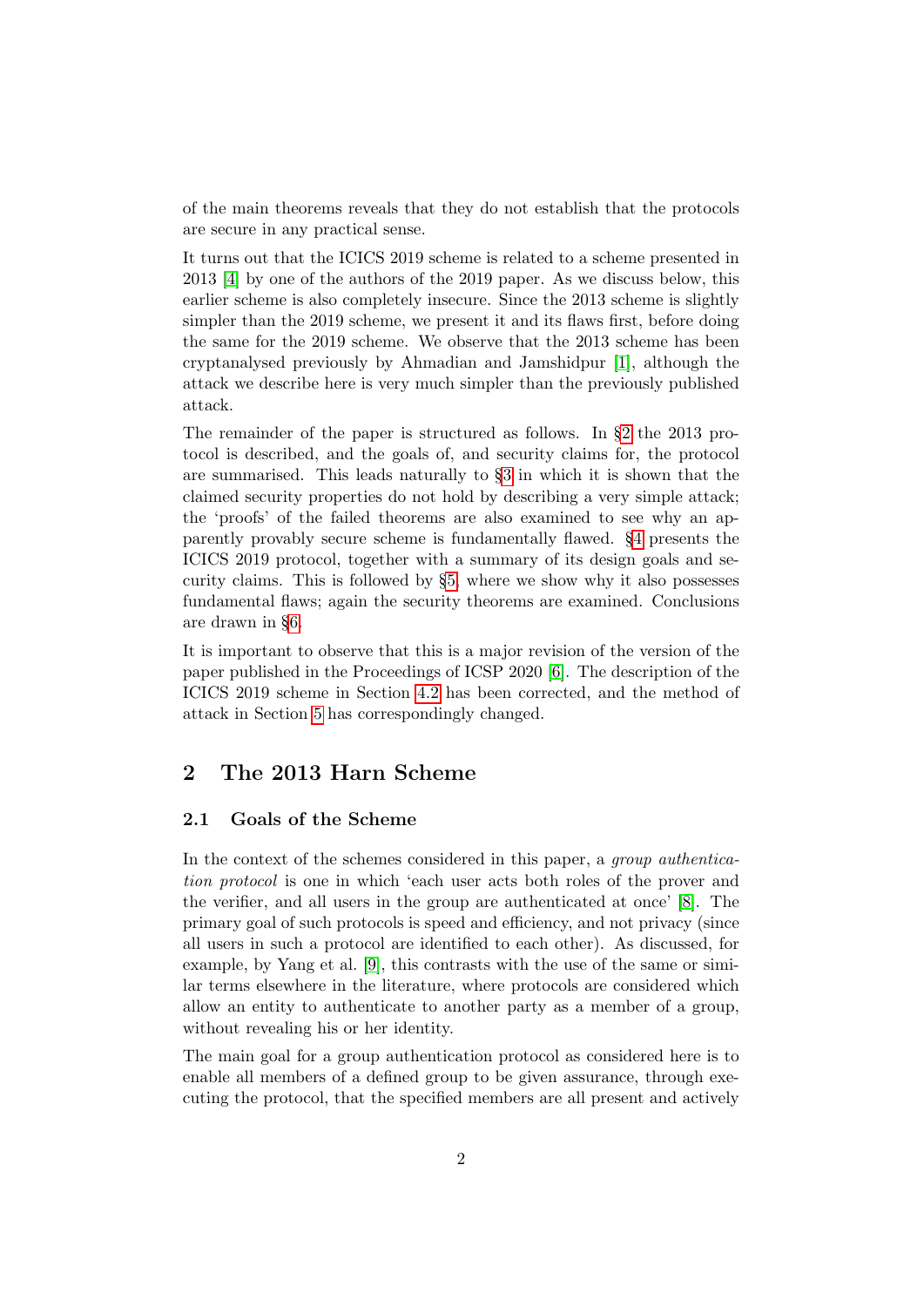of the main theorems reveals that they do not establish that the protocols are secure in any practical sense.

It turns out that the ICICS 2019 scheme is related to a scheme presented in 2013 [4] by one of the authors of the 2019 paper. As we discuss below, this earlier scheme is also completely insecure. Since the 2013 scheme is slightly simpler than the 2019 scheme, we present it and its flaws first, before doing the same for the 2019 scheme. We observe that the 2013 scheme has been cryptanalysed previously by Ahmadian and Jamshidpur [1], although the attack we describe here is very much simpler than the previously published attack.

The remainder of the paper is structured as follows. In §2 the 2013 protocol is described, and the goals of, and security claims for, the protocol are summarised. This leads naturally to §3 in which it is shown that the claimed security properties do not hold by describing a very simple attack; the 'proofs' of the failed theorems are also examined to see why an apparently provably secure scheme is fundamentally flawed. §4 presents the ICICS 2019 protocol, together with a summary of its design goals and security claims. This is followed by §5, where we show why it also possesses fundamental flaws; again the security theorems are examined. Conclusions are drawn in §6.

It is important to observe that this is a major revision of the version of the paper published in the Proceedings of ICSP 2020 [6]. The description of the ICICS 2019 scheme in Section 4.2 has been corrected, and the method of attack in Section 5 has correspondingly changed.

## 2 The 2013 Harn Scheme

### 2.1 Goals of the Scheme

In the context of the schemes considered in this paper, a *group authentication protocol* is one in which 'each user acts both roles of the prover and the verifier, and all users in the group are authenticated at once' [8]. The primary goal of such protocols is speed and efficiency, and not privacy (since all users in such a protocol are identified to each other). As discussed, for example, by Yang et al. [9], this contrasts with the use of the same or similar terms elsewhere in the literature, where protocols are considered which allow an entity to authenticate to another party as a member of a group, without revealing his or her identity.

The main goal for a group authentication protocol as considered here is to enable all members of a defined group to be given assurance, through executing the protocol, that the specified members are all present and actively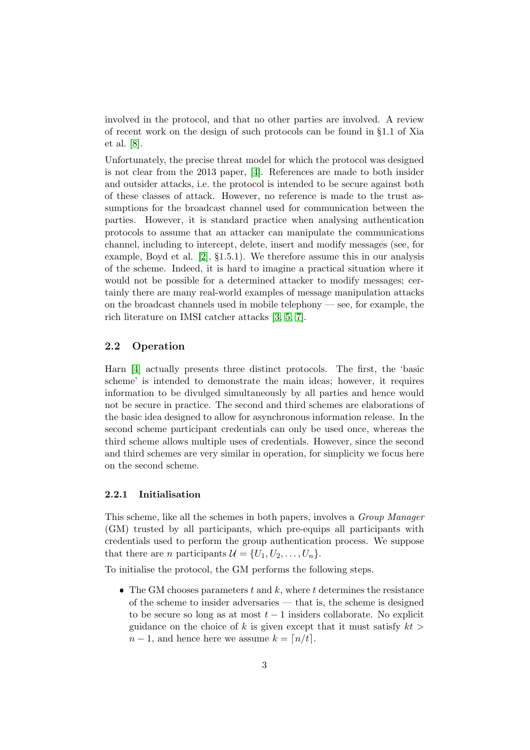involved in the protocol, and that no other parties are involved. A review of recent work on the design of such protocols can be found in §1.1 of Xia et al. [8].

Unfortunately, the precise threat model for which the protocol was designed is not clear from the 2013 paper, [4]. References are made to both insider and outsider attacks, i.e. the protocol is intended to be secure against both of these classes of attack. However, no reference is made to the trust assumptions for the broadcast channel used for communication between the parties. However, it is standard practice when analysing authentication protocols to assume that an attacker can manipulate the communications channel, including to intercept, delete, insert and modify messages (see, for example, Boyd et al. [2], §1.5.1). We therefore assume this in our analysis of the scheme. Indeed, it is hard to imagine a practical situation where it would not be possible for a determined attacker to modify messages; certainly there are many real-world examples of message manipulation attacks on the broadcast channels used in mobile telephony — see, for example, the rich literature on IMSI catcher attacks [3, 5, 7].

### 2.2 Operation

Harn [4] actually presents three distinct protocols. The first, the 'basic scheme' is intended to demonstrate the main ideas; however, it requires information to be divulged simultaneously by all parties and hence would not be secure in practice. The second and third schemes are elaborations of the basic idea designed to allow for asynchronous information release. In the second scheme participant credentials can only be used once, whereas the third scheme allows multiple uses of credentials. However, since the second and third schemes are very similar in operation, for simplicity we focus here on the second scheme.

#### 2.2.1 Initialisation

This scheme, like all the schemes in both papers, involves a *Group Manager* (GM) trusted by all participants, which pre-equips all participants with credentials used to perform the group authentication process. We suppose that there are $n$ participants $\mathcal{U} = \{U_1, U_2, \ldots, U_n\}$.

To initialise the protocol, the GM performs the following steps.

- The GM chooses parameters $t$ and $k$, where $t$ determines the resistance of the scheme to insider adversaries — that is, the scheme is designed to be secure so long as at most $t-1$ insiders collaborate. No explicit guidance on the choice of $k$ is given except that it must satisfy $kt > n-1$, and hence here we assume $k = \lceil n/t \rceil$.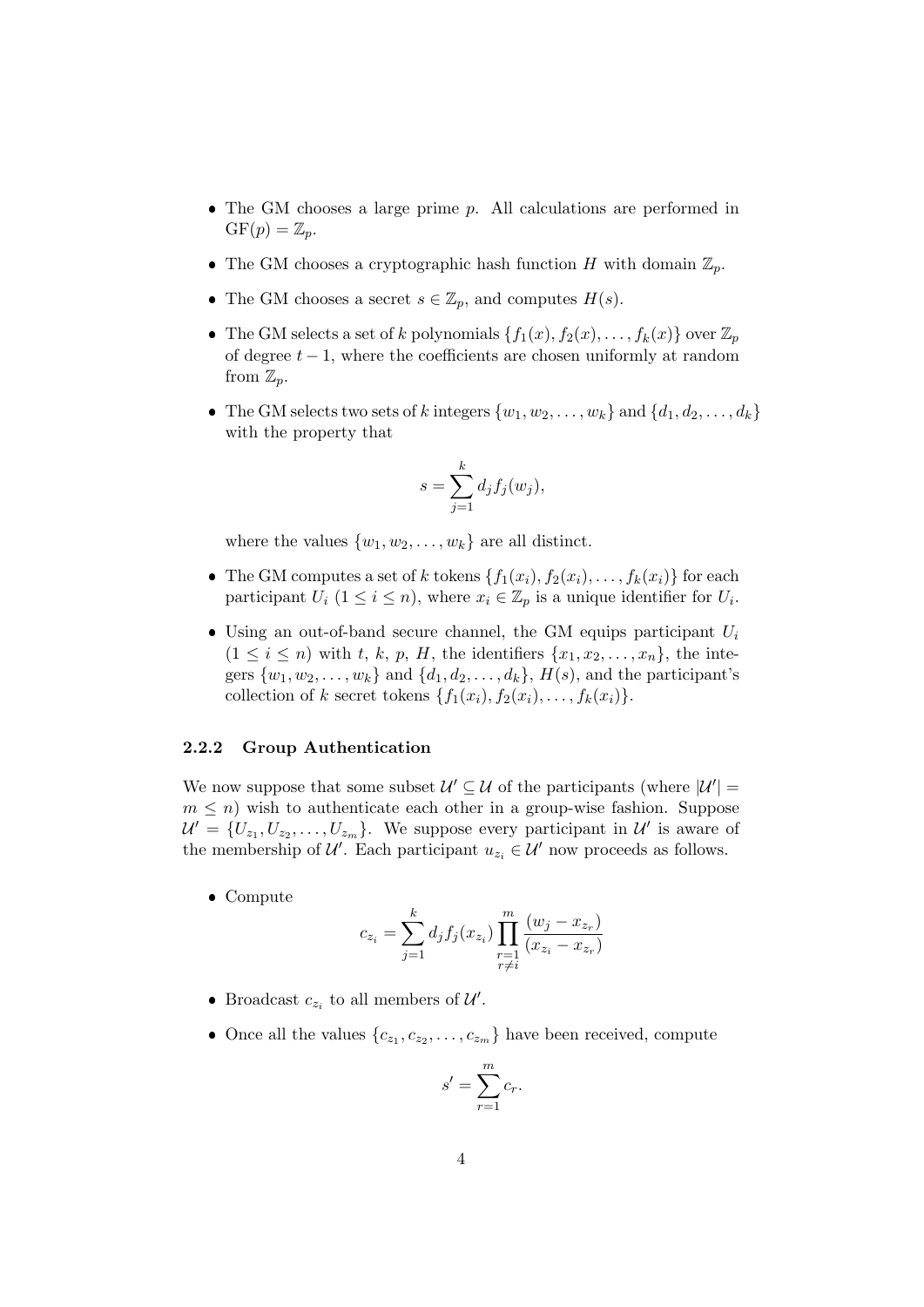- The GM chooses a large prime $p$. All calculations are performed in $\mathrm{GF}(p) = \mathbb{Z}_p$.
- The GM chooses a cryptographic hash function $H$ with domain $\mathbb{Z}_p$.
- The GM chooses a secret $s \in \mathbb{Z}_p$, and computes $H(s)$.
- The GM selects a set of $k$ polynomials $\{f_1(x), f_2(x), \ldots, f_k(x)\}$ over $\mathbb{Z}_p$ of degree $t-1$, where the coefficients are chosen uniformly at random from $\mathbb{Z}_p$.
- The GM selects two sets of $k$ integers $\{w_1, w_2, \ldots, w_k\}$ and $\{d_1, d_2, \ldots, d_k\}$ with the property that

$$s = \sum_{j=1}^{k} d_j f_j(w_j),$$

  where the values $\{w_1, w_2, \ldots, w_k\}$ are all distinct.
- The GM computes a set of $k$ tokens $\{f_1(x_i), f_2(x_i), \ldots, f_k(x_i)\}$ for each participant $U_i$ ($1 \leq i \leq n$), where $x_i \in \mathbb{Z}_p$ is a unique identifier for $U_i$.
- Using an out-of-band secure channel, the GM equips participant $U_i$ ($1 \leq i \leq n$) with $t$, $k$, $p$, $H$, the identifiers $\{x_1, x_2, \ldots, x_n\}$, the integers $\{w_1, w_2, \ldots, w_k\}$ and $\{d_1, d_2, \ldots, d_k\}$, $H(s)$, and the participant's collection of $k$ secret tokens $\{f_1(x_i), f_2(x_i), \ldots, f_k(x_i)\}$.

### 2.2.2 Group Authentication

We now suppose that some subset $\mathcal{U}' \subseteq \mathcal{U}$ of the participants (where $|\mathcal{U}'| = m \leq n$) wish to authenticate each other in a group-wise fashion. Suppose $\mathcal{U}' = \{U_{z_1}, U_{z_2}, \ldots, U_{z_m}\}$. We suppose every participant in $\mathcal{U}'$ is aware of the membership of $\mathcal{U}'$. Each participant $u_{z_i} \in \mathcal{U}'$ now proceeds as follows.

- Compute

$$c_{z_i} = \sum_{j=1}^{k} d_j f_j(x_{z_i}) \prod_{\substack{r=1 \\ r \neq i}}^{m} \frac{(w_j - x_{z_r})}{(x_{z_i} - x_{z_r})}$$

- Broadcast $c_{z_i}$ to all members of $\mathcal{U}'$.
- Once all the values $\{c_{z_1}, c_{z_2}, \ldots, c_{z_m}\}$ have been received, compute

$$s' = \sum_{r=1}^{m} c_r.$$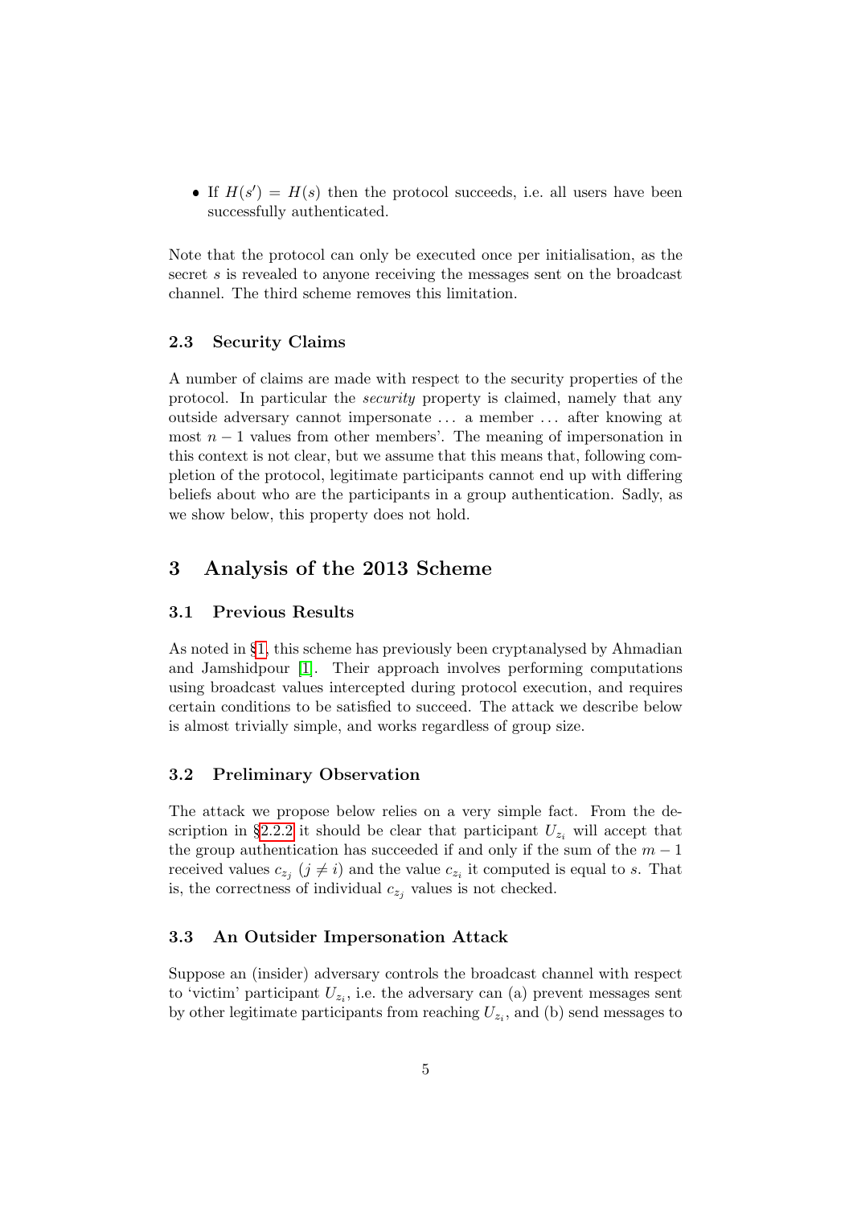- If $H(s') = H(s)$ then the protocol succeeds, i.e. all users have been successfully authenticated.

Note that the protocol can only be executed once per initialisation, as the secret $s$ is revealed to anyone receiving the messages sent on the broadcast channel. The third scheme removes this limitation.

### 2.3 Security Claims

A number of claims are made with respect to the security properties of the protocol. In particular the *security* property is claimed, namely that any outside adversary cannot impersonate ... a member ... after knowing at most $n-1$ values from other members'. The meaning of impersonation in this context is not clear, but we assume that this means that, following completion of the protocol, legitimate participants cannot end up with differing beliefs about who are the participants in a group authentication. Sadly, as we show below, this property does not hold.

## 3 Analysis of the 2013 Scheme

### 3.1 Previous Results

As noted in §1, this scheme has previously been cryptanalysed by Ahmadian and Jamshidpour [1]. Their approach involves performing computations using broadcast values intercepted during protocol execution, and requires certain conditions to be satisfied to succeed. The attack we describe below is almost trivially simple, and works regardless of group size.

### 3.2 Preliminary Observation

The attack we propose below relies on a very simple fact. From the description in §2.2.2 it should be clear that participant $U_{z_i}$ will accept that the group authentication has succeeded if and only if the sum of the $m-1$ received values $c_{z_j}$ ($j \neq i$) and the value $c_{z_i}$ it computed is equal to $s$. That is, the correctness of individual $c_{z_j}$ values is not checked.

### 3.3 An Outsider Impersonation Attack

Suppose an (insider) adversary controls the broadcast channel with respect to 'victim' participant $U_{z_i}$, i.e. the adversary can (a) prevent messages sent by other legitimate participants from reaching $U_{z_i}$, and (b) send messages to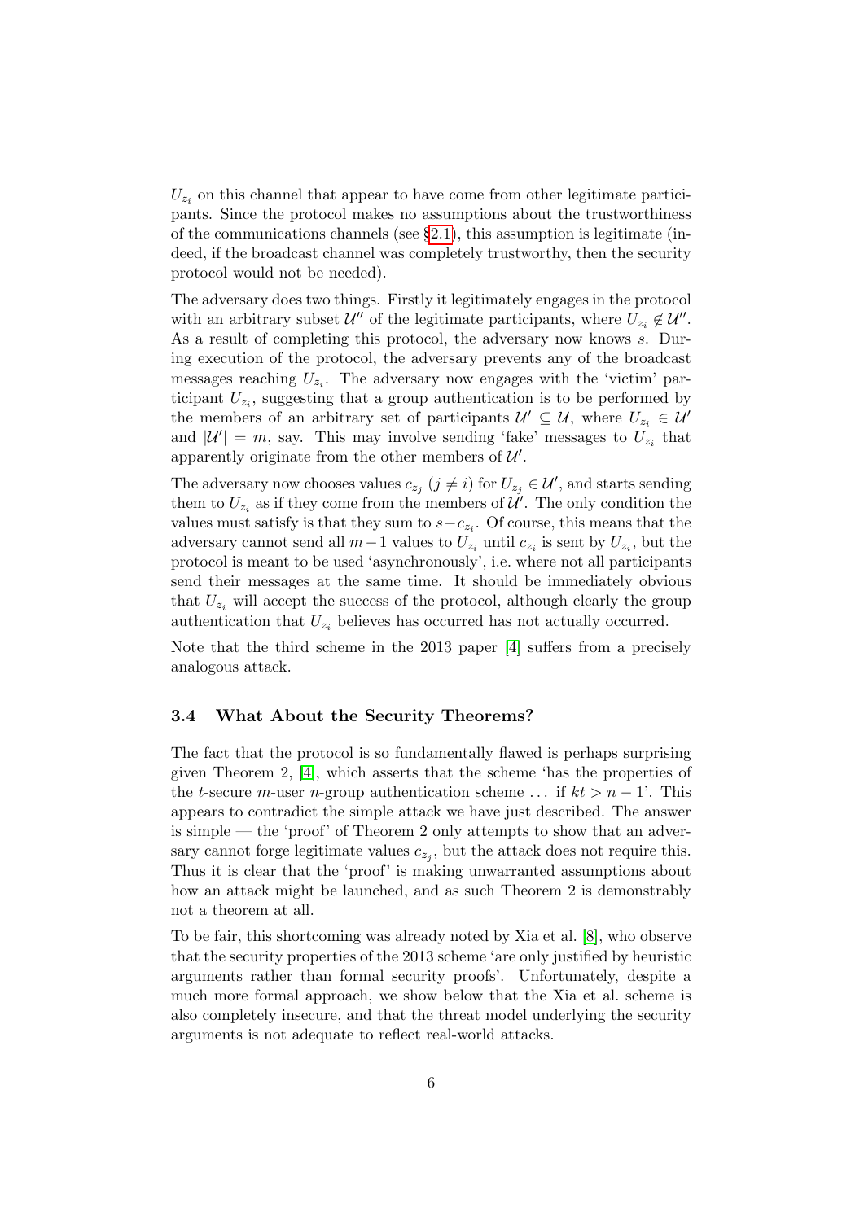$U_{z_i}$ on this channel that appear to have come from other legitimate participants. Since the protocol makes no assumptions about the trustworthiness of the communications channels (see §2.1), this assumption is legitimate (indeed, if the broadcast channel was completely trustworthy, then the security protocol would not be needed).

The adversary does two things. Firstly it legitimately engages in the protocol with an arbitrary subset $\mathcal{U}''$ of the legitimate participants, where $U_{z_i} \notin \mathcal{U}''$. As a result of completing this protocol, the adversary now knows $s$. During execution of the protocol, the adversary prevents any of the broadcast messages reaching $U_{z_i}$. The adversary now engages with the 'victim' participant $U_{z_i}$, suggesting that a group authentication is to be performed by the members of an arbitrary set of participants $\mathcal{U}' \subseteq \mathcal{U}$, where $U_{z_i} \in \mathcal{U}'$ and $|\mathcal{U}'| = m$, say. This may involve sending 'fake' messages to $U_{z_i}$ that apparently originate from the other members of $\mathcal{U}'$.

The adversary now chooses values $c_{z_j}$ $(j \neq i)$ for $U_{z_j} \in \mathcal{U}'$, and starts sending them to $U_{z_i}$ as if they come from the members of $\mathcal{U}'$. The only condition the values must satisfy is that they sum to $s - c_{z_i}$. Of course, this means that the adversary cannot send all $m-1$ values to $U_{z_i}$ until $c_{z_i}$ is sent by $U_{z_i}$, but the protocol is meant to be used 'asynchronously', i.e. where not all participants send their messages at the same time. It should be immediately obvious that $U_{z_i}$ will accept the success of the protocol, although clearly the group authentication that $U_{z_i}$ believes has occurred has not actually occurred.

Note that the third scheme in the 2013 paper [4] suffers from a precisely analogous attack.

### 3.4 What About the Security Theorems?

The fact that the protocol is so fundamentally flawed is perhaps surprising given Theorem 2, [4], which asserts that the scheme 'has the properties of the $t$-secure $m$-user $n$-group authentication scheme ... if $kt > n - 1$'. This appears to contradict the simple attack we have just described. The answer is simple — the 'proof' of Theorem 2 only attempts to show that an adversary cannot forge legitimate values $c_{z_j}$, but the attack does not require this. Thus it is clear that the 'proof' is making unwarranted assumptions about how an attack might be launched, and as such Theorem 2 is demonstrably not a theorem at all.

To be fair, this shortcoming was already noted by Xia et al. [8], who observe that the security properties of the 2013 scheme 'are only justified by heuristic arguments rather than formal security proofs'. Unfortunately, despite a much more formal approach, we show below that the Xia et al. scheme is also completely insecure, and that the threat model underlying the security arguments is not adequate to reflect real-world attacks.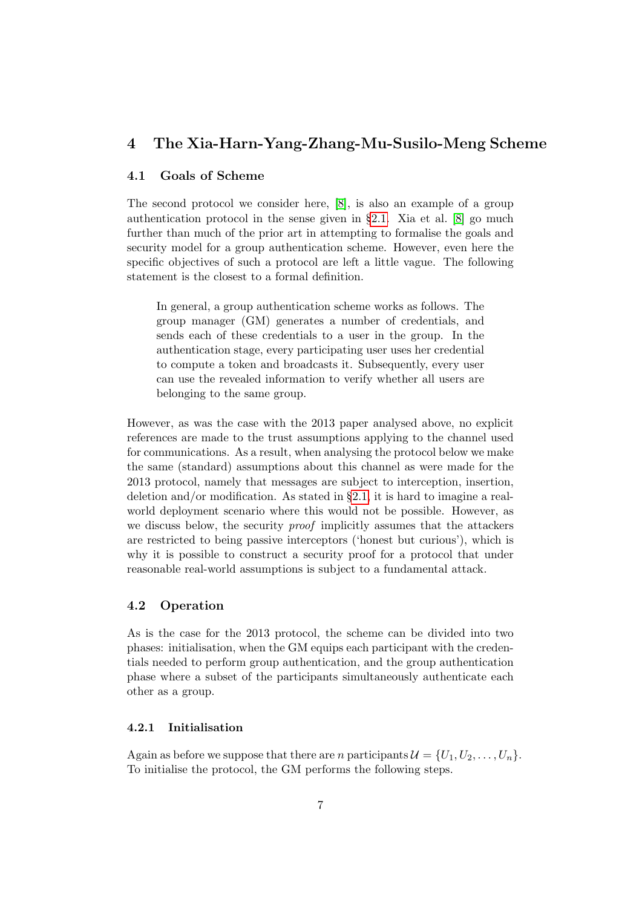# 4 The Xia-Harn-Yang-Zhang-Mu-Susilo-Meng Scheme

## 4.1 Goals of Scheme

The second protocol we consider here, [8], is also an example of a group authentication protocol in the sense given in §2.1. Xia et al. [8] go much further than much of the prior art in attempting to formalise the goals and security model for a group authentication scheme. However, even here the specific objectives of such a protocol are left a little vague. The following statement is the closest to a formal definition.

> In general, a group authentication scheme works as follows. The group manager (GM) generates a number of credentials, and sends each of these credentials to a user in the group. In the authentication stage, every participating user uses her credential to compute a token and broadcasts it. Subsequently, every user can use the revealed information to verify whether all users are belonging to the same group.

However, as was the case with the 2013 paper analysed above, no explicit references are made to the trust assumptions applying to the channel used for communications. As a result, when analysing the protocol below we make the same (standard) assumptions about this channel as were made for the 2013 protocol, namely that messages are subject to interception, insertion, deletion and/or modification. As stated in §2.1, it is hard to imagine a real-world deployment scenario where this would not be possible. However, as we discuss below, the security *proof* implicitly assumes that the attackers are restricted to being passive interceptors ('honest but curious'), which is why it is possible to construct a security proof for a protocol that under reasonable real-world assumptions is subject to a fundamental attack.

## 4.2 Operation

As is the case for the 2013 protocol, the scheme can be divided into two phases: initialisation, when the GM equips each participant with the credentials needed to perform group authentication, and the group authentication phase where a subset of the participants simultaneously authenticate each other as a group.

### 4.2.1 Initialisation

Again as before we suppose that there are $n$ participants $\mathcal{U} = \{U_1, U_2, \ldots, U_n\}$. To initialise the protocol, the GM performs the following steps.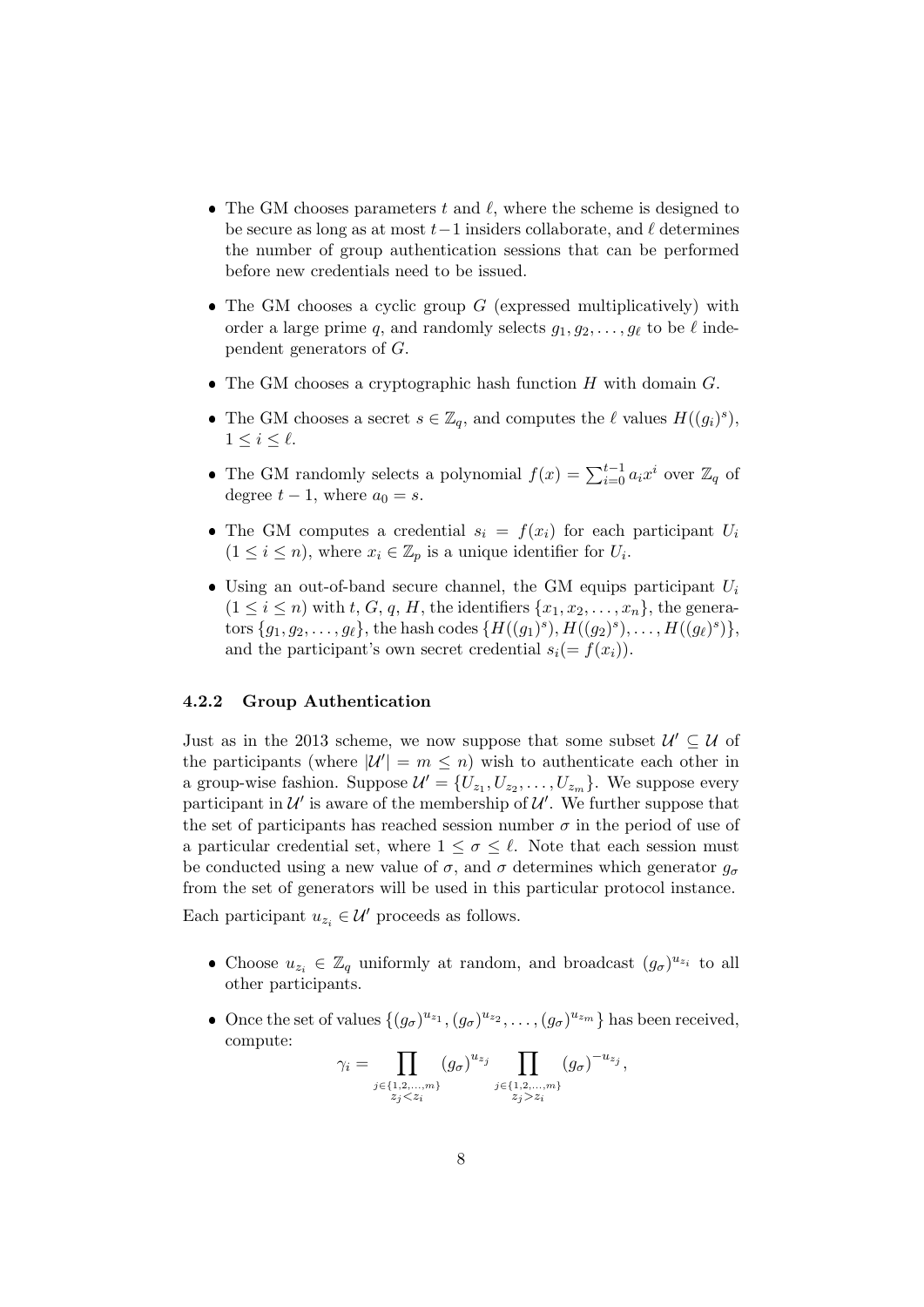- The GM chooses parameters $t$ and $\ell$, where the scheme is designed to be secure as long as at most $t-1$ insiders collaborate, and $\ell$ determines the number of group authentication sessions that can be performed before new credentials need to be issued.
- The GM chooses a cyclic group $G$ (expressed multiplicatively) with order a large prime $q$, and randomly selects $g_1, g_2, \ldots, g_\ell$ to be $\ell$ independent generators of $G$.
- The GM chooses a cryptographic hash function $H$ with domain $G$.
- The GM chooses a secret $s \in \mathbb{Z}_q$, and computes the $\ell$ values $H((g_i)^s)$, $1 \leq i \leq \ell$.
- The GM randomly selects a polynomial $f(x) = \sum_{i=0}^{t-1} a_i x^i$ over $\mathbb{Z}_q$ of degree $t-1$, where $a_0 = s$.
- The GM computes a credential $s_i = f(x_i)$ for each participant $U_i$ $(1 \leq i \leq n)$, where $x_i \in \mathbb{Z}_p$ is a unique identifier for $U_i$.
- Using an out-of-band secure channel, the GM equips participant $U_i$ $(1 \leq i \leq n)$ with $t$, $G$, $q$, $H$, the identifiers $\{x_1, x_2, \ldots, x_n\}$, the generators $\{g_1, g_2, \ldots, g_\ell\}$, the hash codes $\{H((g_1)^s), H((g_2)^s), \ldots, H((g_\ell)^s)\}$, and the participant's own secret credential $s_i (= f(x_i))$.

#### 4.2.2 Group Authentication

Just as in the 2013 scheme, we now suppose that some subset $\mathcal{U}' \subseteq \mathcal{U}$ of the participants (where $|\mathcal{U}'| = m \leq n$) wish to authenticate each other in a group-wise fashion. Suppose $\mathcal{U}' = \{U_{z_1}, U_{z_2}, \ldots, U_{z_m}\}$. We suppose every participant in $\mathcal{U}'$ is aware of the membership of $\mathcal{U}'$. We further suppose that the set of participants has reached session number $\sigma$ in the period of use of a particular credential set, where $1 \leq \sigma \leq \ell$. Note that each session must be conducted using a new value of $\sigma$, and $\sigma$ determines which generator $g_\sigma$ from the set of generators will be used in this particular protocol instance.

Each participant $u_{z_i} \in \mathcal{U}'$ proceeds as follows.

- Choose $u_{z_i} \in \mathbb{Z}_q$ uniformly at random, and broadcast $(g_\sigma)^{u_{z_i}}$ to all other participants.
- Once the set of values $\{(g_\sigma)^{u_{z_1}}, (g_\sigma)^{u_{z_2}}, \ldots, (g_\sigma)^{u_{z_m}}\}$ has been received, compute:

$$\gamma_i = \prod_{\substack{j \in \{1,2,\ldots,m\} \\ z_j < z_i}} (g_\sigma)^{u_{z_j}} \prod_{\substack{j \in \{1,2,\ldots,m\} \\ z_j > z_i}} (g_\sigma)^{-u_{z_j}},$$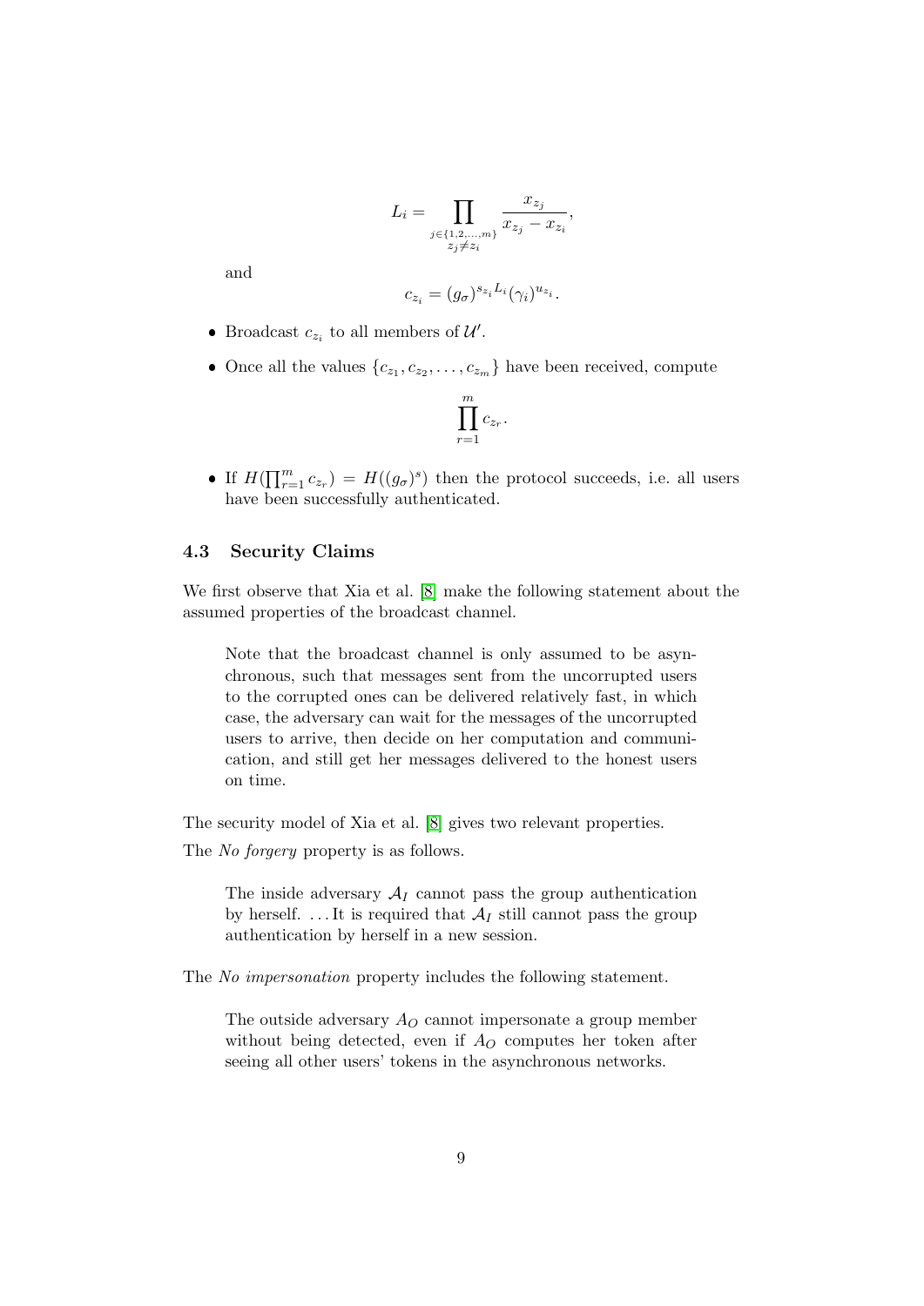$$L_i = \prod_{\substack{j \in \{1,2,\ldots,m\} \\ z_j \neq z_i}} \frac{x_{z_j}}{x_{z_j} - x_{z_i}},$$

and

$$c_{z_i} = (g_\sigma)^{s_{z_i} L_i} (\gamma_i)^{u_{z_i}}.$$

- Broadcast $c_{z_i}$ to all members of $\mathcal{U}'$.
- Once all the values $\{c_{z_1}, c_{z_2}, \ldots, c_{z_m}\}$ have been received, compute

$$\prod_{r=1}^{m} c_{z_r}.$$

- If $H(\prod_{r=1}^{m} c_{z_r}) = H((g_\sigma)^s)$ then the protocol succeeds, i.e. all users have been successfully authenticated.

### 4.3 Security Claims

We first observe that Xia et al. [8] make the following statement about the assumed properties of the broadcast channel.

> Note that the broadcast channel is only assumed to be asynchronous, such that messages sent from the uncorrupted users to the corrupted ones can be delivered relatively fast, in which case, the adversary can wait for the messages of the uncorrupted users to arrive, then decide on her computation and communication, and still get her messages delivered to the honest users on time.

The security model of Xia et al. [8] gives two relevant properties.

The *No forgery* property is as follows.

> The inside adversary $\mathcal{A}_I$ cannot pass the group authentication by herself. ... It is required that $\mathcal{A}_I$ still cannot pass the group authentication by herself in a new session.

The *No impersonation* property includes the following statement.

> The outside adversary $A_O$ cannot impersonate a group member without being detected, even if $A_O$ computes her token after seeing all other users' tokens in the asynchronous networks.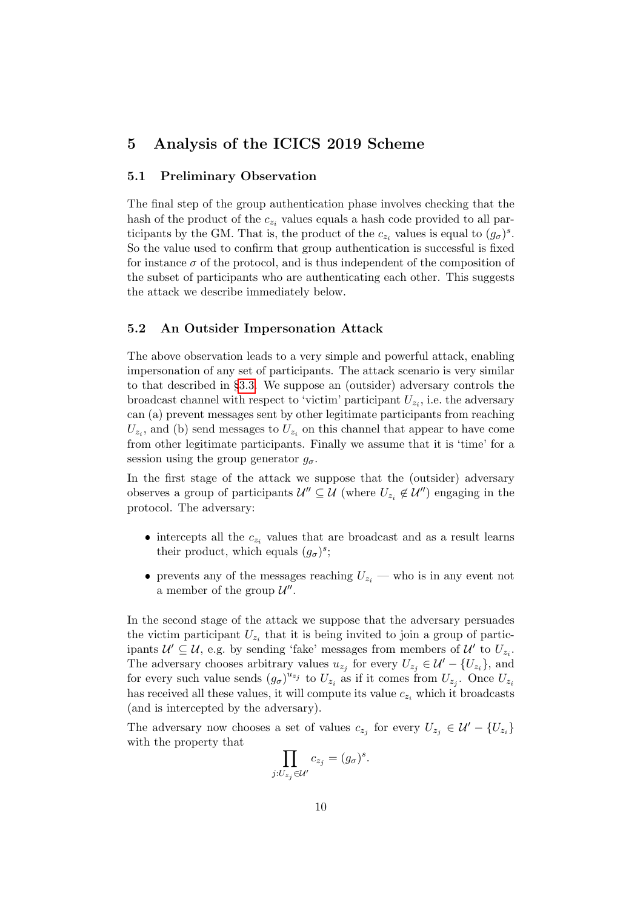## 5 Analysis of the ICICS 2019 Scheme

### 5.1 Preliminary Observation

The final step of the group authentication phase involves checking that the hash of the product of the $c_{z_i}$ values equals a hash code provided to all participants by the GM. That is, the product of the $c_{z_i}$ values is equal to $(g_\sigma)^s$. So the value used to confirm that group authentication is successful is fixed for instance $\sigma$ of the protocol, and is thus independent of the composition of the subset of participants who are authenticating each other. This suggests the attack we describe immediately below.

### 5.2 An Outsider Impersonation Attack

The above observation leads to a very simple and powerful attack, enabling impersonation of any set of participants. The attack scenario is very similar to that described in §3.3. We suppose an (outsider) adversary controls the broadcast channel with respect to 'victim' participant $U_{z_i}$, i.e. the adversary can (a) prevent messages sent by other legitimate participants from reaching $U_{z_i}$, and (b) send messages to $U_{z_i}$ on this channel that appear to have come from other legitimate participants. Finally we assume that it is 'time' for a session using the group generator $g_\sigma$.

In the first stage of the attack we suppose that the (outsider) adversary observes a group of participants $\mathcal{U}'' \subseteq \mathcal{U}$ (where $U_{z_i} \notin \mathcal{U}''$) engaging in the protocol. The adversary:

- intercepts all the $c_{z_i}$ values that are broadcast and as a result learns their product, which equals $(g_\sigma)^s$;
- prevents any of the messages reaching $U_{z_i}$ — who is in any event not a member of the group $\mathcal{U}''$.

In the second stage of the attack we suppose that the adversary persuades the victim participant $U_{z_i}$ that it is being invited to join a group of participants $\mathcal{U}' \subseteq \mathcal{U}$, e.g. by sending 'fake' messages from members of $\mathcal{U}'$ to $U_{z_i}$. The adversary chooses arbitrary values $u_{z_j}$ for every $U_{z_j} \in \mathcal{U}' - \{U_{z_i}\}$, and for every such value sends $(g_\sigma)^{u_{z_j}}$ to $U_{z_i}$ as if it comes from $U_{z_j}$. Once $U_{z_i}$ has received all these values, it will compute its value $c_{z_i}$ which it broadcasts (and is intercepted by the adversary).

The adversary now chooses a set of values $c_{z_j}$ for every $U_{z_j} \in \mathcal{U}' - \{U_{z_i}\}$ with the property that

$$\prod_{j: U_{z_j} \in \mathcal{U}'} c_{z_j} = (g_\sigma)^s.$$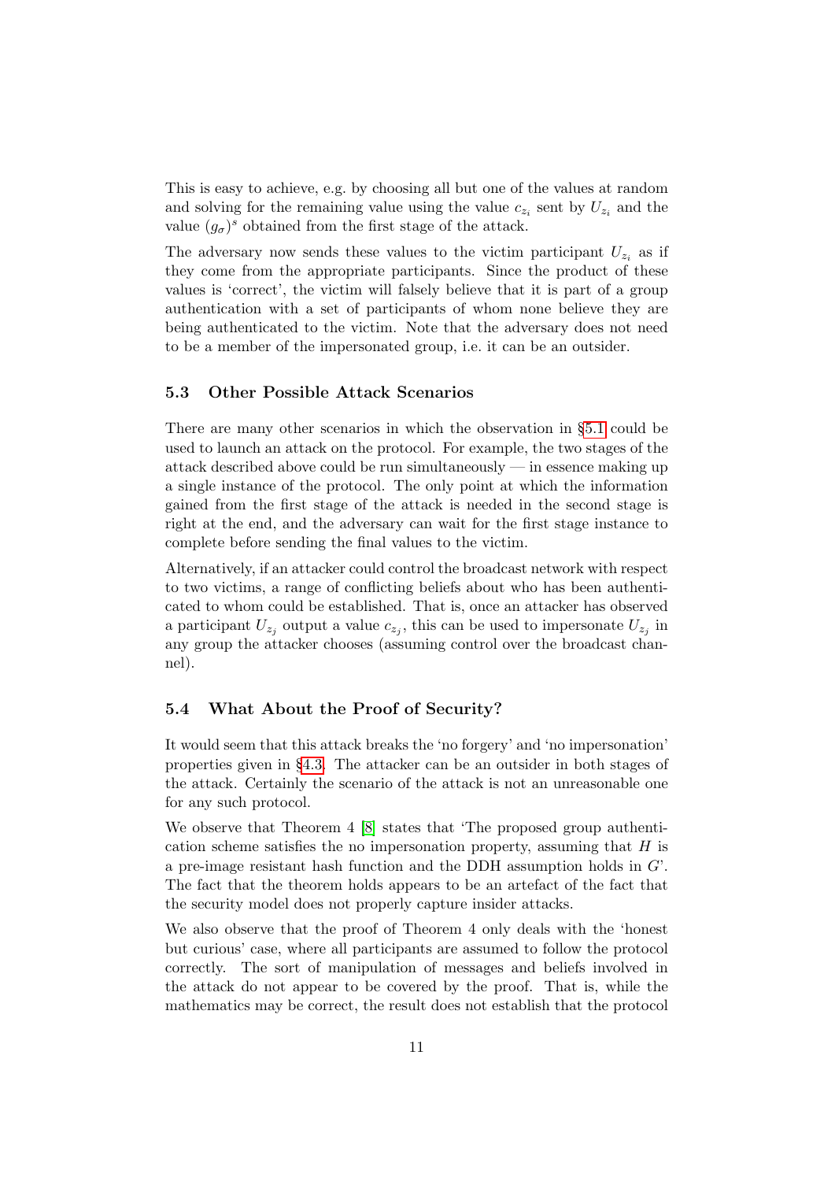This is easy to achieve, e.g. by choosing all but one of the values at random and solving for the remaining value using the value $c_{z_i}$ sent by $U_{z_i}$ and the value $(g_\sigma)^s$ obtained from the first stage of the attack.

The adversary now sends these values to the victim participant $U_{z_i}$ as if they come from the appropriate participants. Since the product of these values is 'correct', the victim will falsely believe that it is part of a group authentication with a set of participants of whom none believe they are being authenticated to the victim. Note that the adversary does not need to be a member of the impersonated group, i.e. it can be an outsider.

### 5.3 Other Possible Attack Scenarios

There are many other scenarios in which the observation in §5.1 could be used to launch an attack on the protocol. For example, the two stages of the attack described above could be run simultaneously — in essence making up a single instance of the protocol. The only point at which the information gained from the first stage of the attack is needed in the second stage is right at the end, and the adversary can wait for the first stage instance to complete before sending the final values to the victim.

Alternatively, if an attacker could control the broadcast network with respect to two victims, a range of conflicting beliefs about who has been authenticated to whom could be established. That is, once an attacker has observed a participant $U_{z_j}$ output a value $c_{z_j}$, this can be used to impersonate $U_{z_j}$ in any group the attacker chooses (assuming control over the broadcast channel).

### 5.4 What About the Proof of Security?

It would seem that this attack breaks the 'no forgery' and 'no impersonation' properties given in §4.3. The attacker can be an outsider in both stages of the attack. Certainly the scenario of the attack is not an unreasonable one for any such protocol.

We observe that Theorem 4 [8] states that 'The proposed group authentication scheme satisfies the no impersonation property, assuming that $H$ is a pre-image resistant hash function and the DDH assumption holds in $G$'. The fact that the theorem holds appears to be an artefact of the fact that the security model does not properly capture insider attacks.

We also observe that the proof of Theorem 4 only deals with the 'honest but curious' case, where all participants are assumed to follow the protocol correctly. The sort of manipulation of messages and beliefs involved in the attack do not appear to be covered by the proof. That is, while the mathematics may be correct, the result does not establish that the protocol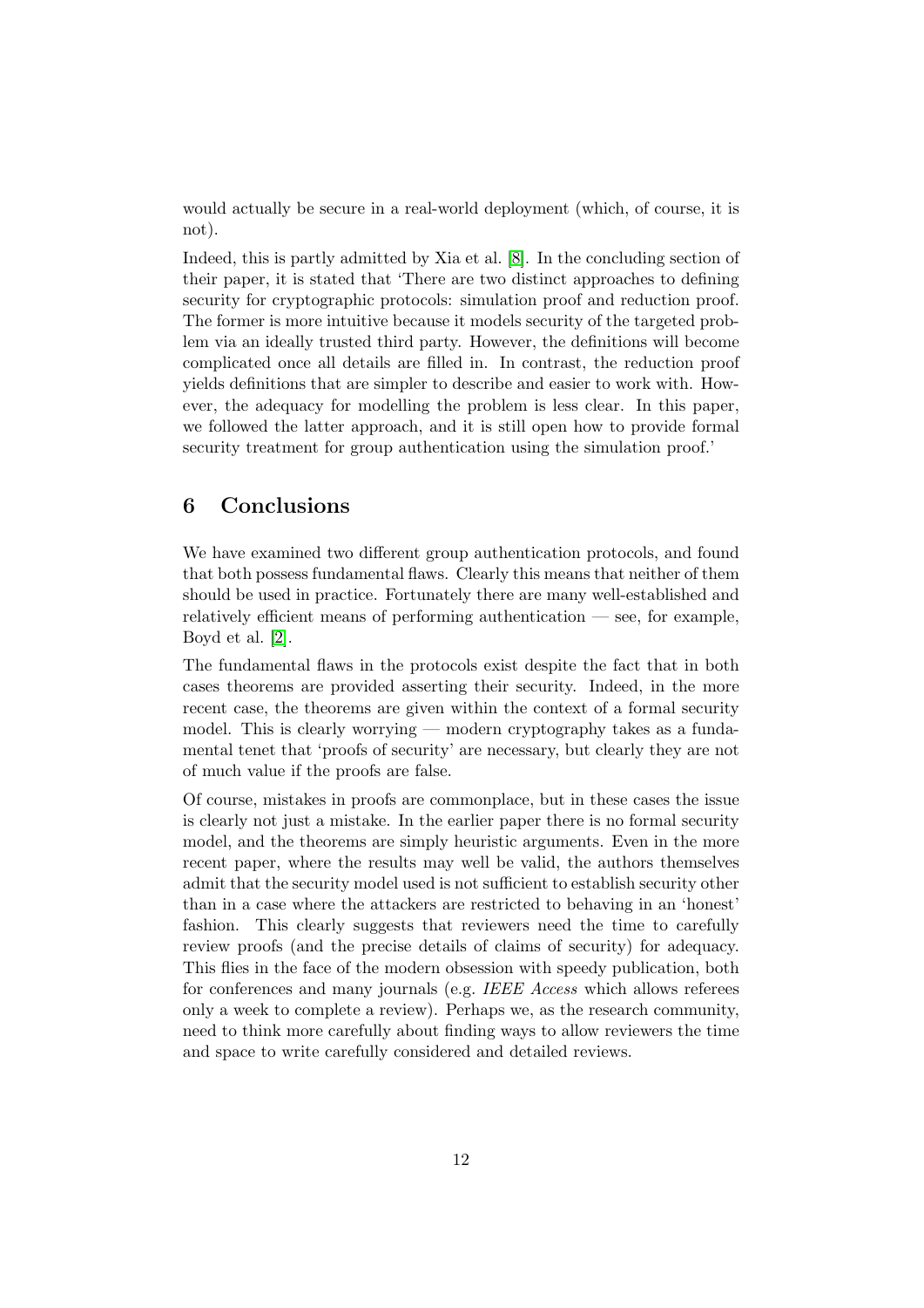would actually be secure in a real-world deployment (which, of course, it is not).

Indeed, this is partly admitted by Xia et al. [8]. In the concluding section of their paper, it is stated that 'There are two distinct approaches to defining security for cryptographic protocols: simulation proof and reduction proof. The former is more intuitive because it models security of the targeted problem via an ideally trusted third party. However, the definitions will become complicated once all details are filled in. In contrast, the reduction proof yields definitions that are simpler to describe and easier to work with. However, the adequacy for modelling the problem is less clear. In this paper, we followed the latter approach, and it is still open how to provide formal security treatment for group authentication using the simulation proof.'

## 6 Conclusions

We have examined two different group authentication protocols, and found that both possess fundamental flaws. Clearly this means that neither of them should be used in practice. Fortunately there are many well-established and relatively efficient means of performing authentication — see, for example, Boyd et al. [2].

The fundamental flaws in the protocols exist despite the fact that in both cases theorems are provided asserting their security. Indeed, in the more recent case, the theorems are given within the context of a formal security model. This is clearly worrying — modern cryptography takes as a fundamental tenet that 'proofs of security' are necessary, but clearly they are not of much value if the proofs are false.

Of course, mistakes in proofs are commonplace, but in these cases the issue is clearly not just a mistake. In the earlier paper there is no formal security model, and the theorems are simply heuristic arguments. Even in the more recent paper, where the results may well be valid, the authors themselves admit that the security model used is not sufficient to establish security other than in a case where the attackers are restricted to behaving in an 'honest' fashion. This clearly suggests that reviewers need the time to carefully review proofs (and the precise details of claims of security) for adequacy. This flies in the face of the modern obsession with speedy publication, both for conferences and many journals (e.g. *IEEE Access* which allows referees only a week to complete a review). Perhaps we, as the research community, need to think more carefully about finding ways to allow reviewers the time and space to write carefully considered and detailed reviews.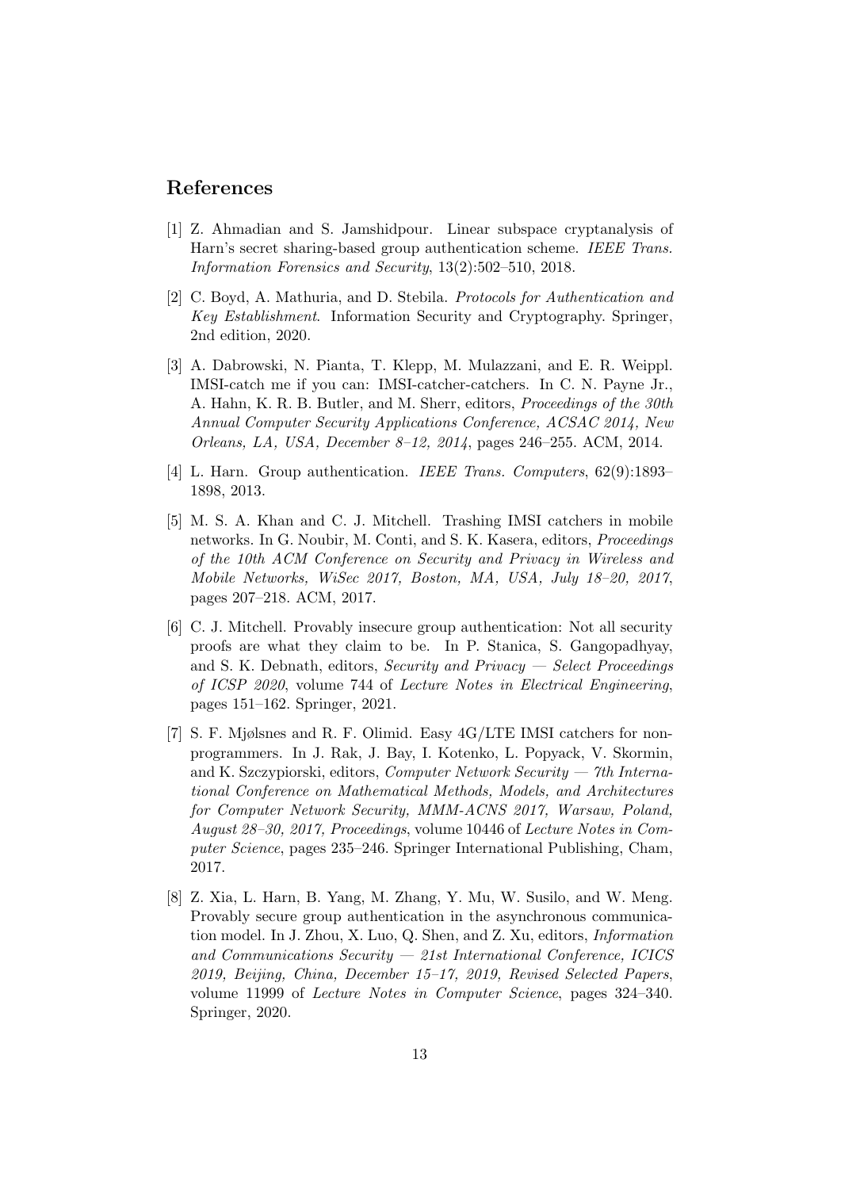## References

[1] Z. Ahmadian and S. Jamshidpour. Linear subspace cryptanalysis of Harn's secret sharing-based group authentication scheme. *IEEE Trans. Information Forensics and Security*, 13(2):502–510, 2018.

[2] C. Boyd, A. Mathuria, and D. Stebila. *Protocols for Authentication and Key Establishment*. Information Security and Cryptography. Springer, 2nd edition, 2020.

[3] A. Dabrowski, N. Pianta, T. Klepp, M. Mulazzani, and E. R. Weippl. IMSI-catch me if you can: IMSI-catcher-catchers. In C. N. Payne Jr., A. Hahn, K. R. B. Butler, and M. Sherr, editors, *Proceedings of the 30th Annual Computer Security Applications Conference, ACSAC 2014, New Orleans, LA, USA, December 8–12, 2014*, pages 246–255. ACM, 2014.

[4] L. Harn. Group authentication. *IEEE Trans. Computers*, 62(9):1893–1898, 2013.

[5] M. S. A. Khan and C. J. Mitchell. Trashing IMSI catchers in mobile networks. In G. Noubir, M. Conti, and S. K. Kasera, editors, *Proceedings of the 10th ACM Conference on Security and Privacy in Wireless and Mobile Networks, WiSec 2017, Boston, MA, USA, July 18–20, 2017*, pages 207–218. ACM, 2017.

[6] C. J. Mitchell. Provably insecure group authentication: Not all security proofs are what they claim to be. In P. Stanica, S. Gangopadhyay, and S. K. Debnath, editors, *Security and Privacy — Select Proceedings of ICSP 2020*, volume 744 of *Lecture Notes in Electrical Engineering*, pages 151–162. Springer, 2021.

[7] S. F. Mjølsnes and R. F. Olimid. Easy 4G/LTE IMSI catchers for non-programmers. In J. Rak, J. Bay, I. Kotenko, L. Popyack, V. Skormin, and K. Szczypiorski, editors, *Computer Network Security — 7th International Conference on Mathematical Methods, Models, and Architectures for Computer Network Security, MMM-ACNS 2017, Warsaw, Poland, August 28–30, 2017, Proceedings*, volume 10446 of *Lecture Notes in Computer Science*, pages 235–246. Springer International Publishing, Cham, 2017.

[8] Z. Xia, L. Harn, B. Yang, M. Zhang, Y. Mu, W. Susilo, and W. Meng. Provably secure group authentication in the asynchronous communication model. In J. Zhou, X. Luo, Q. Shen, and Z. Xu, editors, *Information and Communications Security — 21st International Conference, ICICS 2019, Beijing, China, December 15–17, 2019, Revised Selected Papers*, volume 11999 of *Lecture Notes in Computer Science*, pages 324–340. Springer, 2020.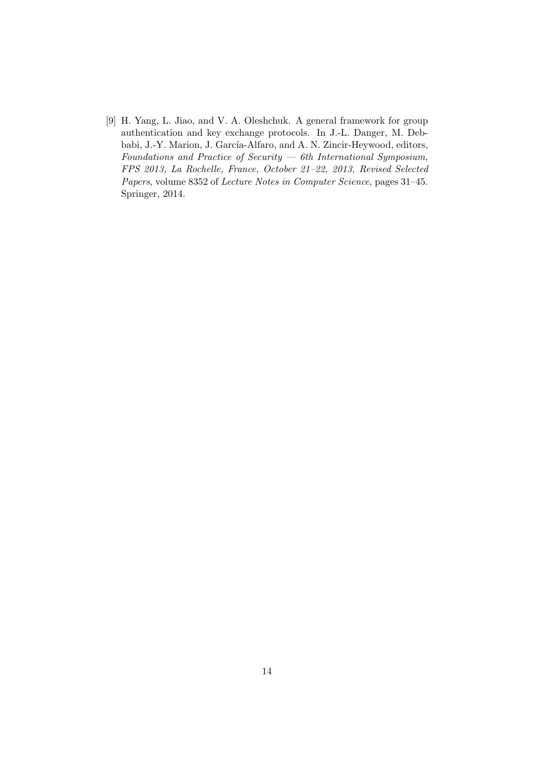[9] H. Yang, L. Jiao, and V. A. Oleshchuk. A general framework for group authentication and key exchange protocols. In J.-L. Danger, M. Debbabi, J.-Y. Marion, J. García-Alfaro, and A. N. Zincir-Heywood, editors, *Foundations and Practice of Security — 6th International Symposium, FPS 2013, La Rochelle, France, October 21–22, 2013, Revised Selected Papers*, volume 8352 of *Lecture Notes in Computer Science*, pages 31–45. Springer, 2014.